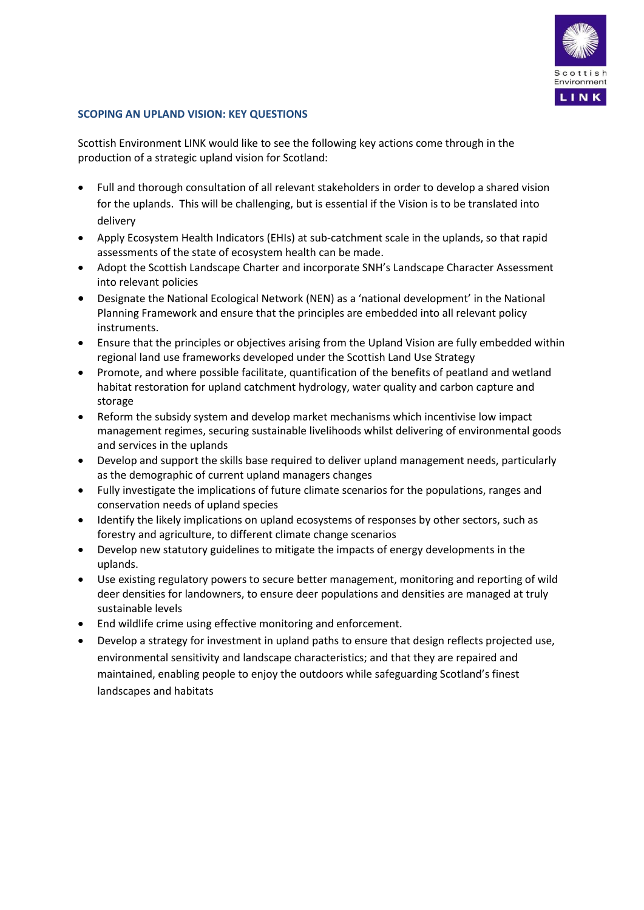## SCOPING AN UPLAND VISION: KEY QUESTIONS

Scottish Environment LINK would like to see the following key actions come through in the production of a strategic upland vision for Scotland:

- Full and thorough consultation of all relevant stakeholders in order to develop a shared vision for the uplands. This will be challenging, but is essential if the Vision is to be translated into delivery
- Apply Ecosystem Health Indicators (EHIs) at sub-catchment scale in the uplands, so that rapid assessments of the state of ecosystem health can be made.
- Adopt the Scottish Landscape Charter and incorporate SNH's Landscape Character Assessment into relevant policies
- Designate the National Ecological Network (NEN) as a 'national development' in the National Planning Framework and ensure that the principles are embedded into all relevant policy instruments.
- Ensure that the principles or objectives arising from the Upland Vision are fully embedded within regional land use frameworks developed under the Scottish Land Use Strategy
- Promote, and where possible facilitate, quantification of the benefits of peatland and wetland habitat restoration for upland catchment hydrology, water quality and carbon capture and storage
- Reform the subsidy system and develop market mechanisms which incentivise low impact management regimes, securing sustainable livelihoods whilst delivering of environmental goods and services in the uplands
- Develop and support the skills base required to deliver upland management needs, particularly as the demographic of current upland managers changes
- Fully investigate the implications of future climate scenarios for the populations, ranges and conservation needs of upland species
- Identify the likely implications on upland ecosystems of responses by other sectors, such as forestry and agriculture, to different climate change scenarios
- Develop new statutory guidelines to mitigate the impacts of energy developments in the uplands.
- Use existing regulatory powers to secure better management, monitoring and reporting of wild deer densities for landowners, to ensure deer populations and densities are managed at truly sustainable levels
- End wildlife crime using effective monitoring and enforcement.
- Develop a strategy for investment in upland paths to ensure that design reflects projected use, environmental sensitivity and landscape characteristics; and that they are repaired and maintained, enabling people to enjoy the outdoors while safeguarding Scotland's finest landscapes and habitats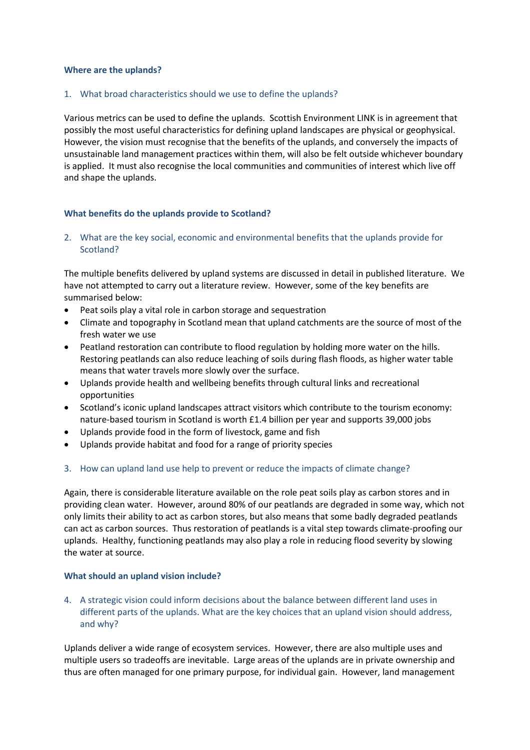**Where are the uplands?**

1. What broad characteristics should we use to define the uplands?

Various metrics can be used to define the uplands. Scottish Environment LINK is in agreement that possibly the most useful characteristics for defining upland landscapes are physical or geophysical. However, the vision must recognise that the benefits of the uplands, and conversely the impacts of unsustainable land management practices within them, will also be felt outside whichever boundary is applied. It must also recognise the local communities and communities of interest which live off and shape the uplands.

**What benefits do the uplands provide to Scotland?**

2. What are the key social, economic and environmental benefits that the uplands provide for Scotland?

The multiple benefits delivered by upland systems are discussed in detail in published literature. We have not attempted to carry out a literature review. However, some of the key benefits are summarised below:

- Peat soils play a vital role in carbon storage and sequestration
- Climate and topography in Scotland mean that upland catchments are the source of most of the fresh water we use
- Peatland restoration can contribute to flood regulation by holding more water on the hills. Restoring peatlands can also reduce leaching of soils during flash floods, as higher water table means that water travels more slowly over the surface.
- Uplands provide health and wellbeing benefits through cultural links and recreational opportunities
- Scotland's iconic upland landscapes attract visitors which contribute to the tourism economy: nature-based tourism in Scotland is worth £1.4 billion per year and supports 39,000 jobs
- Uplands provide food in the form of livestock, game and fish
- Uplands provide habitat and food for a range of priority species

3. How can upland land use help to prevent or reduce the impacts of climate change?

Again, there is considerable literature available on the role peat soils play as carbon stores and in providing clean water. However, around 80% of our peatlands are degraded in some way, which not only limits their ability to act as carbon stores, but also means that some badly degraded peatlands can act as carbon sources. Thus restoration of peatlands is a vital step towards climate-proofing our uplands. Healthy, functioning peatlands may also play a role in reducing flood severity by slowing the water at source.

**What should an upland vision include?**

4. A strategic vision could inform decisions about the balance between different land uses in different parts of the uplands. What are the key choices that an upland vision should address, and why?

Uplands deliver a wide range of ecosystem services. However, there are also multiple uses and multiple users so tradeoffs are inevitable. Large areas of the uplands are in private ownership and thus are often managed for one primary purpose, for individual gain. However, land management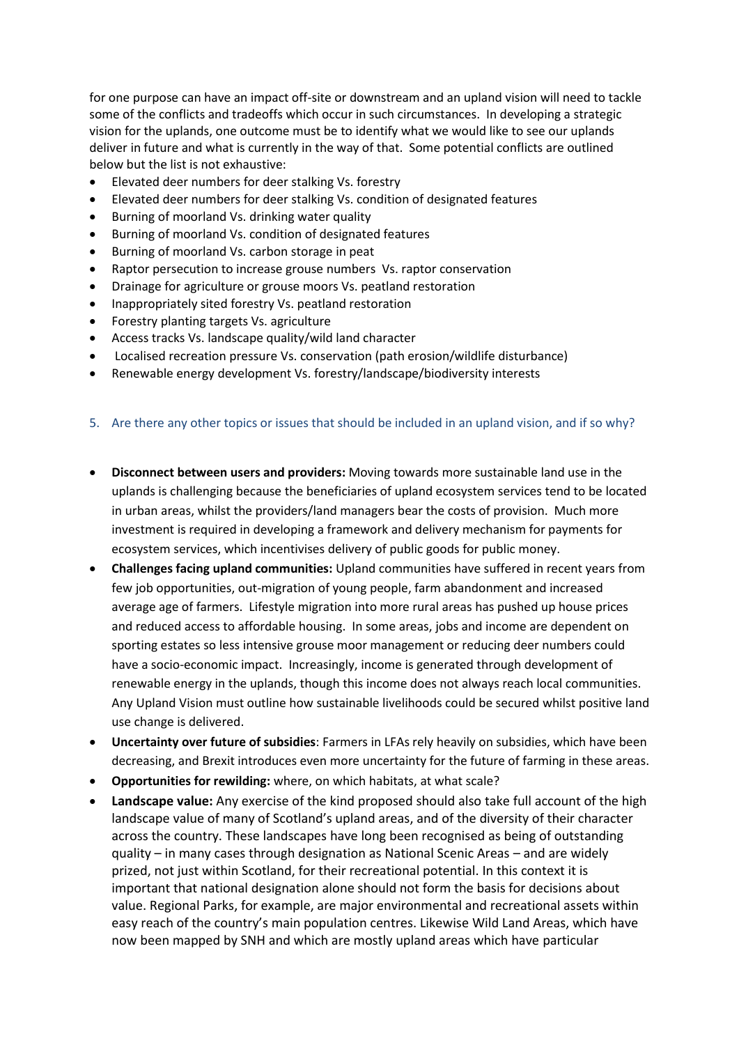for one purpose can have an impact off-site or downstream and an upland vision will need to tackle some of the conflicts and tradeoffs which occur in such circumstances. In developing a strategic vision for the uplands, one outcome must be to identify what we would like to see our uplands deliver in future and what is currently in the way of that. Some potential conflicts are outlined below but the list is not exhaustive:

- Elevated deer numbers for deer stalking Vs. forestry
- Elevated deer numbers for deer stalking Vs. condition of designated features
- Burning of moorland Vs. drinking water quality
- Burning of moorland Vs. condition of designated features
- Burning of moorland Vs. carbon storage in peat
- Raptor persecution to increase grouse numbers Vs. raptor conservation
- Drainage for agriculture or grouse moors Vs. peatland restoration
- Inappropriately sited forestry Vs. peatland restoration
- Forestry planting targets Vs. agriculture
- Access tracks Vs. landscape quality/wild land character
- Localised recreation pressure Vs. conservation (path erosion/wildlife disturbance)
- Renewable energy development Vs. forestry/landscape/biodiversity interests

5. Are there any other topics or issues that should be included in an upland vision, and if so why?

- **Disconnect between users and providers:** Moving towards more sustainable land use in the uplands is challenging because the beneficiaries of upland ecosystem services tend to be located in urban areas, whilst the providers/land managers bear the costs of provision. Much more investment is required in developing a framework and delivery mechanism for payments for ecosystem services, which incentivises delivery of public goods for public money.
- **Challenges facing upland communities:** Upland communities have suffered in recent years from few job opportunities, out-migration of young people, farm abandonment and increased average age of farmers. Lifestyle migration into more rural areas has pushed up house prices and reduced access to affordable housing. In some areas, jobs and income are dependent on sporting estates so less intensive grouse moor management or reducing deer numbers could have a socio-economic impact. Increasingly, income is generated through development of renewable energy in the uplands, though this income does not always reach local communities. Any Upland Vision must outline how sustainable livelihoods could be secured whilst positive land use change is delivered.
- **Uncertainty over future of subsidies**: Farmers in LFAs rely heavily on subsidies, which have been decreasing, and Brexit introduces even more uncertainty for the future of farming in these areas.
- **Opportunities for rewilding:** where, on which habitats, at what scale?
- **Landscape value:** Any exercise of the kind proposed should also take full account of the high landscape value of many of Scotland's upland areas, and of the diversity of their character across the country. These landscapes have long been recognised as being of outstanding quality – in many cases through designation as National Scenic Areas – and are widely prized, not just within Scotland, for their recreational potential. In this context it is important that national designation alone should not form the basis for decisions about value. Regional Parks, for example, are major environmental and recreational assets within easy reach of the country's main population centres. Likewise Wild Land Areas, which have now been mapped by SNH and which are mostly upland areas which have particular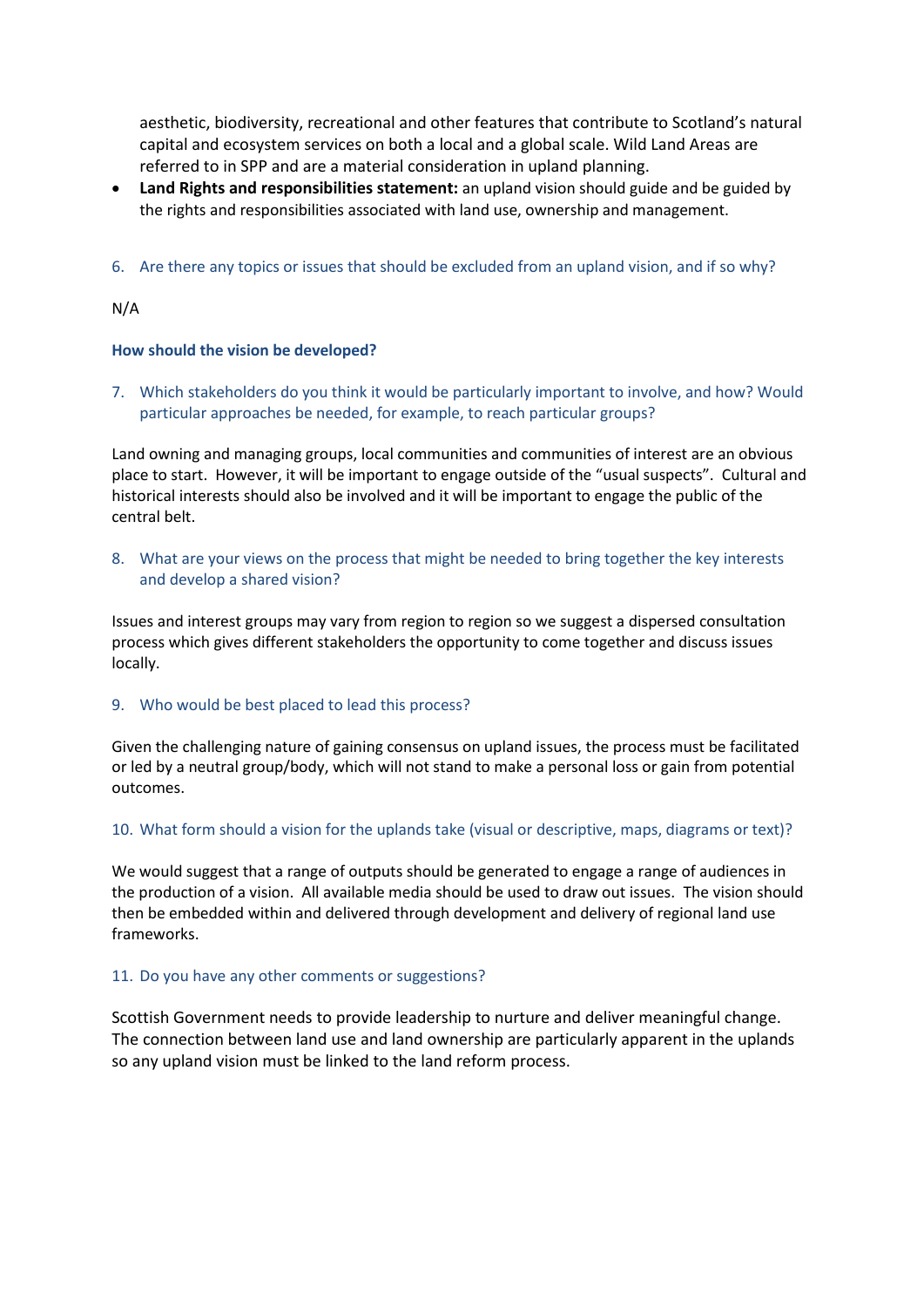aesthetic, biodiversity, recreational and other features that contribute to Scotland's natural capital and ecosystem services on both a local and a global scale. Wild Land Areas are referred to in SPP and are a material consideration in upland planning.

- **Land Rights and responsibilities statement:** an upland vision should guide and be guided by the rights and responsibilities associated with land use, ownership and management.

6. Are there any topics or issues that should be excluded from an upland vision, and if so why?

N/A

**How should the vision be developed?**

7. Which stakeholders do you think it would be particularly important to involve, and how? Would particular approaches be needed, for example, to reach particular groups?

Land owning and managing groups, local communities and communities of interest are an obvious place to start. However, it will be important to engage outside of the "usual suspects". Cultural and historical interests should also be involved and it will be important to engage the public of the central belt.

8. What are your views on the process that might be needed to bring together the key interests and develop a shared vision?

Issues and interest groups may vary from region to region so we suggest a dispersed consultation process which gives different stakeholders the opportunity to come together and discuss issues locally.

9. Who would be best placed to lead this process?

Given the challenging nature of gaining consensus on upland issues, the process must be facilitated or led by a neutral group/body, which will not stand to make a personal loss or gain from potential outcomes.

10. What form should a vision for the uplands take (visual or descriptive, maps, diagrams or text)?

We would suggest that a range of outputs should be generated to engage a range of audiences in the production of a vision. All available media should be used to draw out issues. The vision should then be embedded within and delivered through development and delivery of regional land use frameworks.

11. Do you have any other comments or suggestions?

Scottish Government needs to provide leadership to nurture and deliver meaningful change. The connection between land use and land ownership are particularly apparent in the uplands so any upland vision must be linked to the land reform process.